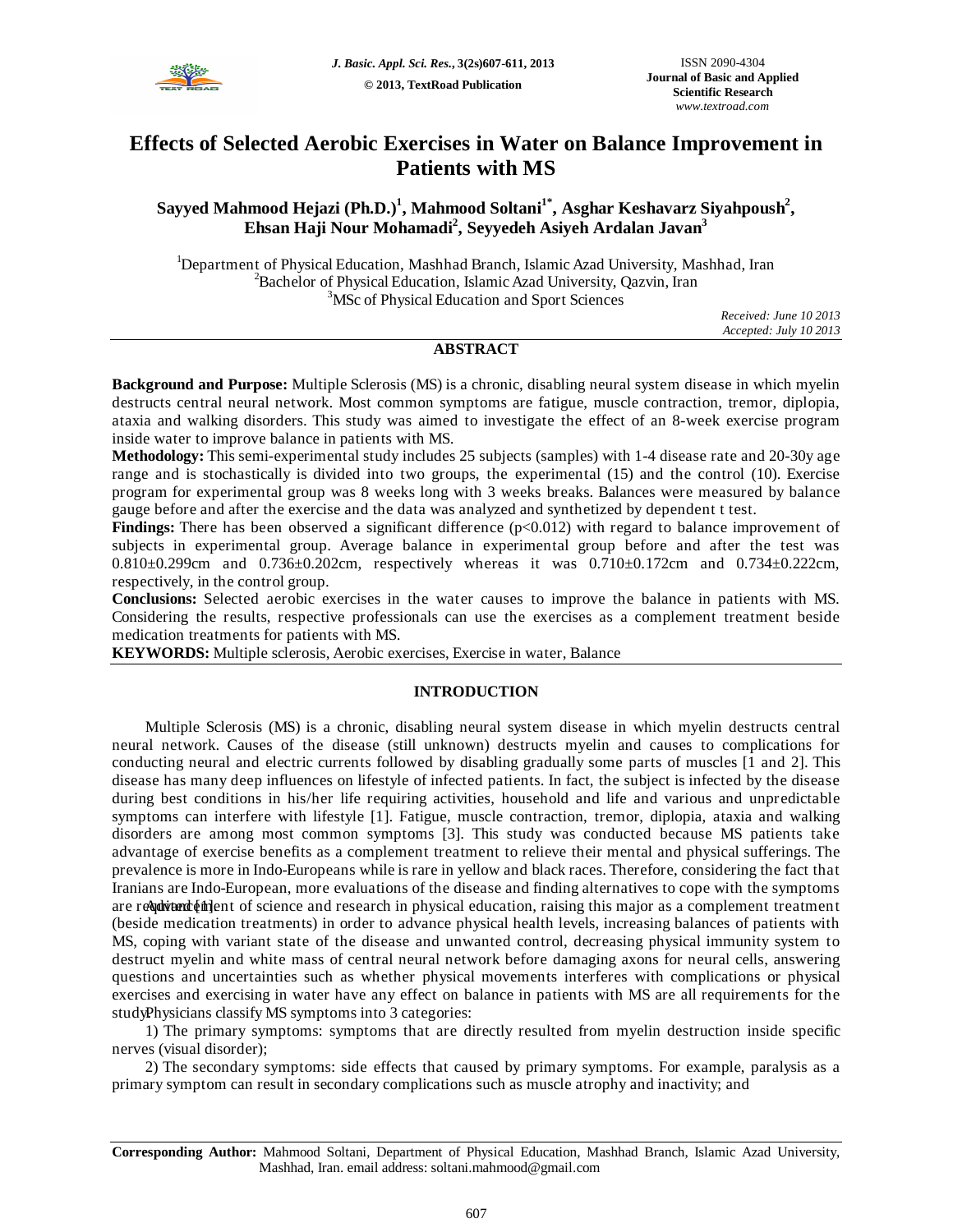# Effects of Selected Aerobic Exercises in Water on Balance Improvement in Patients with MS

**Sayyed Mahmood Hejazi (Ph.D.)[1], Mahmood Soltani[1*], Asghar Keshavarz Siyahpoush[2], Ehsan Haji Nour Mohamadi[2], Seyyedeh Asiyeh Ardalan Javan[3]**

[1]Department of Physical Education, Mashhad Branch, Islamic Azad University, Mashhad, Iran
[2]Bachelor of Physical Education, Islamic Azad University, Qazvin, Iran
[3]MSc of Physical Education and Sport Sciences

*Received: June 10 2013*
*Accepted: July 10 2013*

## ABSTRACT

**Background and Purpose:** Multiple Sclerosis (MS) is a chronic, disabling neural system disease in which myelin destructs central neural network. Most common symptoms are fatigue, muscle contraction, tremor, diplopia, ataxia and walking disorders. This study was aimed to investigate the effect of an 8-week exercise program inside water to improve balance in patients with MS.

**Methodology:** This semi-experimental study includes 25 subjects (samples) with 1-4 disease rate and 20-30y age range and is stochastically is divided into two groups, the experimental (15) and the control (10). Exercise program for experimental group was 8 weeks long with 3 weeks breaks. Balances were measured by balance gauge before and after the exercise and the data was analyzed and synthetized by dependent t test.

**Findings:** There has been observed a significant difference ($p<0.012$) with regard to balance improvement of subjects in experimental group. Average balance in experimental group before and after the test was $0.810\pm0.299$cm and $0.736\pm0.202$cm, respectively whereas it was $0.710\pm0.172$cm and $0.734\pm0.222$cm, respectively, in the control group.

**Conclusions:** Selected aerobic exercises in the water causes to improve the balance in patients with MS. Considering the results, respective professionals can use the exercises as a complement treatment beside medication treatments for patients with MS.

**KEYWORDS:** Multiple sclerosis, Aerobic exercises, Exercise in water, Balance

## INTRODUCTION

Multiple Sclerosis (MS) is a chronic, disabling neural system disease in which myelin destructs central neural network. Causes of the disease (still unknown) destructs myelin and causes to complications for conducting neural and electric currents followed by disabling gradually some parts of muscles [1 and 2]. This disease has many deep influences on lifestyle of infected patients. In fact, the subject is infected by the disease during best conditions in his/her life requiring activities, household and life and various and unpredictable symptoms can interfere with lifestyle [1]. Fatigue, muscle contraction, tremor, diplopia, ataxia and walking disorders are among most common symptoms [3]. This study was conducted because MS patients take advantage of exercise benefits as a complement treatment to relieve their mental and physical sufferings. The prevalence is more in Indo-Europeans while is rare in yellow and black races. Therefore, considering the fact that Iranians are Indo-European, more evaluations of the disease and finding alternatives to cope with the symptoms are required [1]. Advancement of science and research in physical education, raising this major as a complement treatment (beside medication treatments) in order to advance physical health levels, increasing balances of patients with MS, coping with variant state of the disease and unwanted control, decreasing physical immunity system to destruct myelin and white mass of central neural network before damaging axons for neural cells, answering questions and uncertainties such as whether physical movements interferes with complications or physical exercises and exercising in water have any effect on balance in patients with MS are all requirements for the study. Physicians classify MS symptoms into 3 categories:

1) The primary symptoms: symptoms that are directly resulted from myelin destruction inside specific nerves (visual disorder);

2) The secondary symptoms: side effects that caused by primary symptoms. For example, paralysis as a primary symptom can result in secondary complications such as muscle atrophy and inactivity; and

**Corresponding Author:** Mahmood Soltani, Department of Physical Education, Mashhad Branch, Islamic Azad University, Mashhad, Iran. email address: soltani.mahmood@gmail.com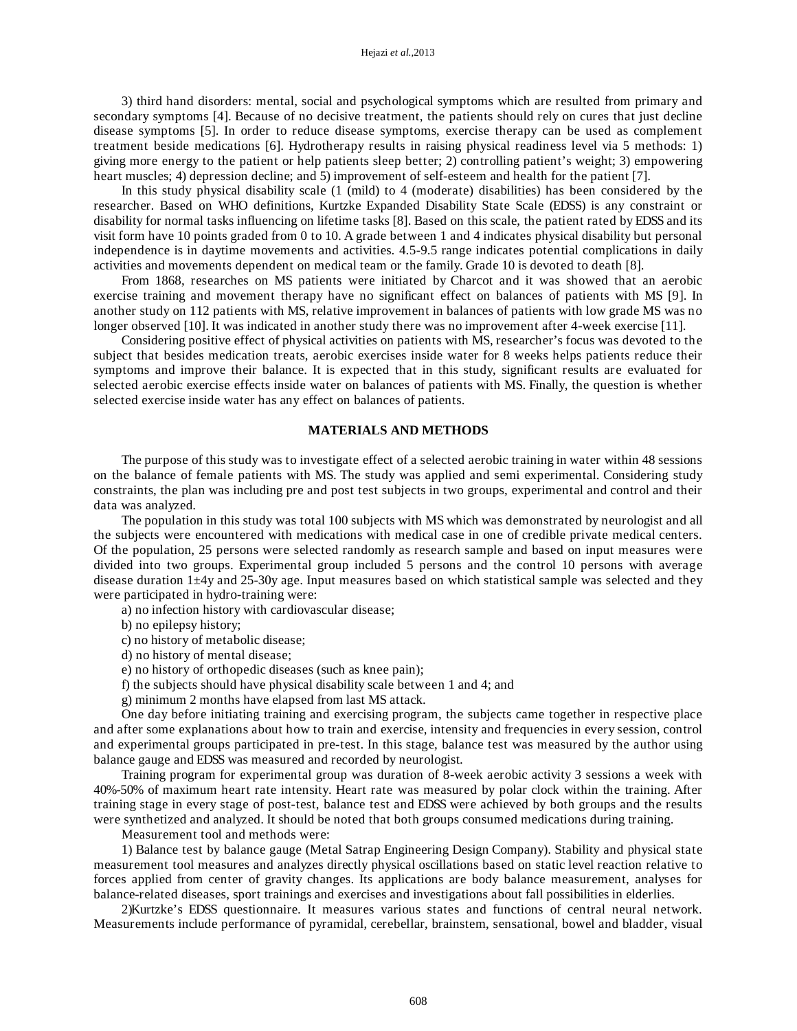3) third hand disorders: mental, social and psychological symptoms which are resulted from primary and secondary symptoms [4]. Because of no decisive treatment, the patients should rely on cures that just decline disease symptoms [5]. In order to reduce disease symptoms, exercise therapy can be used as complement treatment beside medications [6]. Hydrotherapy results in raising physical readiness level via 5 methods: 1) giving more energy to the patient or help patients sleep better; 2) controlling patient's weight; 3) empowering heart muscles; 4) depression decline; and 5) improvement of self-esteem and health for the patient [7].

In this study physical disability scale (1 (mild) to 4 (moderate) disabilities) has been considered by the researcher. Based on WHO definitions, Kurtzke Expanded Disability State Scale (EDSS) is any constraint or disability for normal tasks influencing on lifetime tasks [8]. Based on this scale, the patient rated by EDSS and its visit form have 10 points graded from 0 to 10. A grade between 1 and 4 indicates physical disability but personal independence is in daytime movements and activities. 4.5-9.5 range indicates potential complications in daily activities and movements dependent on medical team or the family. Grade 10 is devoted to death [8].

From 1868, researches on MS patients were initiated by Charcot and it was showed that an aerobic exercise training and movement therapy have no significant effect on balances of patients with MS [9]. In another study on 112 patients with MS, relative improvement in balances of patients with low grade MS was no longer observed [10]. It was indicated in another study there was no improvement after 4-week exercise [11].

Considering positive effect of physical activities on patients with MS, researcher's focus was devoted to the subject that besides medication treats, aerobic exercises inside water for 8 weeks helps patients reduce their symptoms and improve their balance. It is expected that in this study, significant results are evaluated for selected aerobic exercise effects inside water on balances of patients with MS. Finally, the question is whether selected exercise inside water has any effect on balances of patients.

## MATERIALS AND METHODS

The purpose of this study was to investigate effect of a selected aerobic training in water within 48 sessions on the balance of female patients with MS. The study was applied and semi experimental. Considering study constraints, the plan was including pre and post test subjects in two groups, experimental and control and their data was analyzed.

The population in this study was total 100 subjects with MS which was demonstrated by neurologist and all the subjects were encountered with medications with medical case in one of credible private medical centers. Of the population, 25 persons were selected randomly as research sample and based on input measures were divided into two groups. Experimental group included 5 persons and the control 10 persons with average disease duration 1±4y and 25-30y age. Input measures based on which statistical sample was selected and they were participated in hydro-training were:

a) no infection history with cardiovascular disease;

b) no epilepsy history;

c) no history of metabolic disease;

d) no history of mental disease;

e) no history of orthopedic diseases (such as knee pain);

f) the subjects should have physical disability scale between 1 and 4; and

g) minimum 2 months have elapsed from last MS attack.

One day before initiating training and exercising program, the subjects came together in respective place and after some explanations about how to train and exercise, intensity and frequencies in every session, control and experimental groups participated in pre-test. In this stage, balance test was measured by the author using balance gauge and EDSS was measured and recorded by neurologist.

Training program for experimental group was duration of 8-week aerobic activity 3 sessions a week with 40%-50% of maximum heart rate intensity. Heart rate was measured by polar clock within the training. After training stage in every stage of post-test, balance test and EDSS were achieved by both groups and the results were synthetized and analyzed. It should be noted that both groups consumed medications during training.

Measurement tool and methods were:

1) Balance test by balance gauge (Metal Satrap Engineering Design Company). Stability and physical state measurement tool measures and analyzes directly physical oscillations based on static level reaction relative to forces applied from center of gravity changes. Its applications are body balance measurement, analyses for balance-related diseases, sport trainings and exercises and investigations about fall possibilities in elderlies.

2)Kurtzke's EDSS questionnaire. It measures various states and functions of central neural network. Measurements include performance of pyramidal, cerebellar, brainstem, sensational, bowel and bladder, visual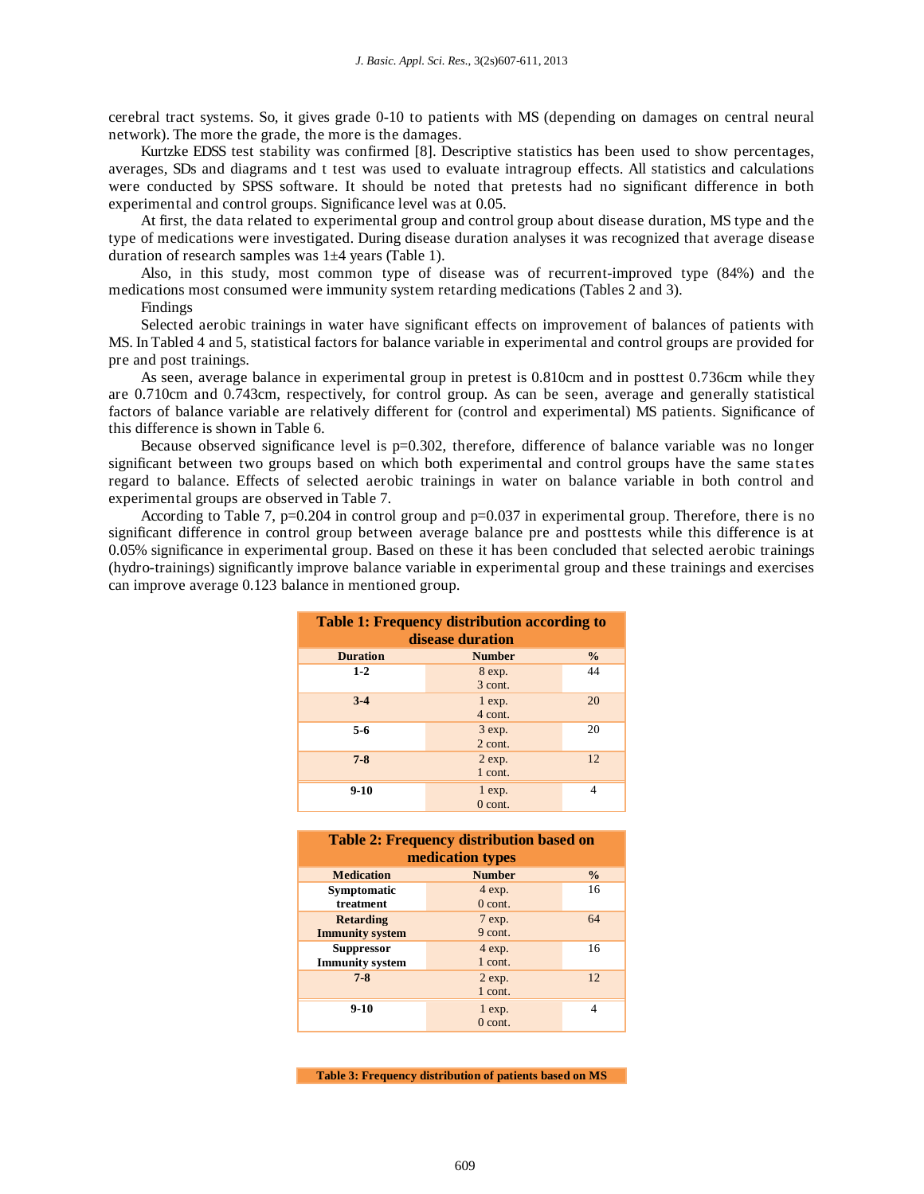cerebral tract systems. So, it gives grade 0-10 to patients with MS (depending on damages on central neural network). The more the grade, the more is the damages.

Kurtzke EDSS test stability was confirmed [8]. Descriptive statistics has been used to show percentages, averages, SDs and diagrams and t test was used to evaluate intragroup effects. All statistics and calculations were conducted by SPSS software. It should be noted that pretests had no significant difference in both experimental and control groups. Significance level was at 0.05.

At first, the data related to experimental group and control group about disease duration, MS type and the type of medications were investigated. During disease duration analyses it was recognized that average disease duration of research samples was 1±4 years (Table 1).

Also, in this study, most common type of disease was of recurrent-improved type (84%) and the medications most consumed were immunity system retarding medications (Tables 2 and 3).

Findings

Selected aerobic trainings in water have significant effects on improvement of balances of patients with MS. In Tabled 4 and 5, statistical factors for balance variable in experimental and control groups are provided for pre and post trainings.

As seen, average balance in experimental group in pretest is 0.810cm and in posttest 0.736cm while they are 0.710cm and 0.743cm, respectively, for control group. As can be seen, average and generally statistical factors of balance variable are relatively different for (control and experimental) MS patients. Significance of this difference is shown in Table 6.

Because observed significance level is $p=0.302$, therefore, difference of balance variable was no longer significant between two groups based on which both experimental and control groups have the same states regard to balance. Effects of selected aerobic trainings in water on balance variable in both control and experimental groups are observed in Table 7.

According to Table 7, $p=0.204$ in control group and $p=0.037$ in experimental group. Therefore, there is no significant difference in control group between average balance pre and posttests while this difference is at 0.05% significance in experimental group. Based on these it has been concluded that selected aerobic trainings (hydro-trainings) significantly improve balance variable in experimental group and these trainings and exercises can improve average 0.123 balance in mentioned group.

**Table 1: Frequency distribution according to disease duration**

| Duration | Number | % |
|---|---|---|
| 1-2 | 8 exp.<br>3 cont. | 44 |
| 3-4 | 1 exp.<br>4 cont. | 20 |
| 5-6 | 3 exp.<br>2 cont. | 20 |
| 7-8 | 2 exp.<br>1 cont. | 12 |
| 9-10 | 1 exp.<br>0 cont. | 4 |

**Table 2: Frequency distribution based on medication types**

| Medication | Number | % |
|---|---|---|
| Symptomatic treatment | 4 exp.<br>0 cont. | 16 |
| Retarding Immunity system | 7 exp.<br>9 cont. | 64 |
| Suppressor Immunity system | 4 exp.<br>1 cont. | 16 |
| 7-8 | 2 exp.<br>1 cont. | 12 |
| 9-10 | 1 exp.<br>0 cont. | 4 |

**Table 3: Frequency distribution of patients based on MS**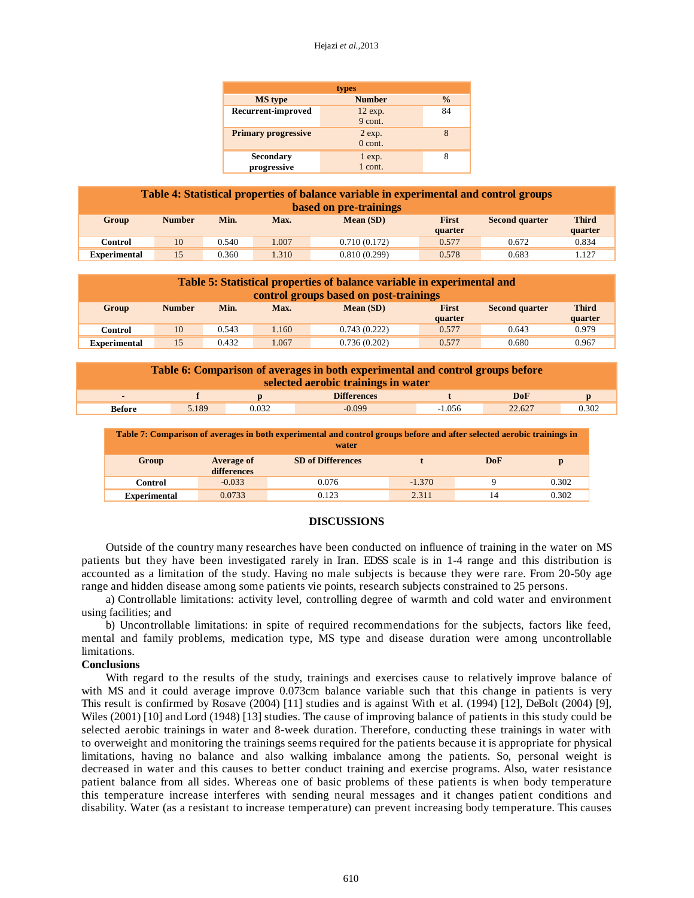| types | | |
|---|---|---|
| **MS type** | **Number** | **%** |
| **Recurrent-improved** | 12 exp.<br>9 cont. | 84 |
| **Primary progressive** | 2 exp.<br>0 cont. | 8 |
| **Secondary progressive** | 1 exp.<br>1 cont. | 8 |

**Table 4: Statistical properties of balance variable in experimental and control groups based on pre-trainings**

| Group | Number | Min. | Max. | Mean (SD) | First quarter | Second quarter | Third quarter |
|---|---|---|---|---|---|---|---|
| **Control** | 10 | 0.540 | 1.007 | 0.710 (0.172) | 0.577 | 0.672 | 0.834 |
| **Experimental** | 15 | 0.360 | 1.310 | 0.810 (0.299) | 0.578 | 0.683 | 1.127 |

**Table 5: Statistical properties of balance variable in experimental and control groups based on post-trainings**

| Group | Number | Min. | Max. | Mean (SD) | First quarter | Second quarter | Third quarter |
|---|---|---|---|---|---|---|---|
| **Control** | 10 | 0.543 | 1.160 | 0.743 (0.222) | 0.577 | 0.643 | 0.979 |
| **Experimental** | 15 | 0.432 | 1.067 | 0.736 (0.202) | 0.577 | 0.680 | 0.967 |

**Table 6: Comparison of averages in both experimental and control groups before selected aerobic trainings in water**

| - | f | p | Differences | t | DoF | p |
|---|---|---|---|---|---|---|
| **Before** | 5.189 | 0.032 | -0.099 | -1.056 | 22.627 | 0.302 |

**Table 7: Comparison of averages in both experimental and control groups before and after selected aerobic trainings in water**

| Group | Average of differences | SD of Differences | t | DoF | p |
|---|---|---|---|---|---|
| **Control** | -0.033 | 0.076 | -1.370 | 9 | 0.302 |
| **Experimental** | 0.0733 | 0.123 | 2.311 | 14 | 0.302 |

## DISCUSSIONS

Outside of the country many researches have been conducted on influence of training in the water on MS patients but they have been investigated rarely in Iran. EDSS scale is in 1-4 range and this distribution is accounted as a limitation of the study. Having no male subjects is because they were rare. From 20-50y age range and hidden disease among some patients vie points, research subjects constrained to 25 persons.

a) Controllable limitations: activity level, controlling degree of warmth and cold water and environment using facilities; and

b) Uncontrollable limitations: in spite of required recommendations for the subjects, factors like feed, mental and family problems, medication type, MS type and disease duration were among uncontrollable limitations.

### Conclusions

With regard to the results of the study, trainings and exercises cause to relatively improve balance of with MS and it could average improve 0.073cm balance variable such that this change in patients is very This result is confirmed by Rosave (2004) [11] studies and is against With et al. (1994) [12], DeBolt (2004) [9], Wiles (2001) [10] and Lord (1948) [13] studies. The cause of improving balance of patients in this study could be selected aerobic trainings in water and 8-week duration. Therefore, conducting these trainings in water with to overweight and monitoring the trainings seems required for the patients because it is appropriate for physical limitations, having no balance and also walking imbalance among the patients. So, personal weight is decreased in water and this causes to better conduct training and exercise programs. Also, water resistance patient balance from all sides. Whereas one of basic problems of these patients is when body temperature this temperature increase interferes with sending neural messages and it changes patient conditions and disability. Water (as a resistant to increase temperature) can prevent increasing body temperature. This causes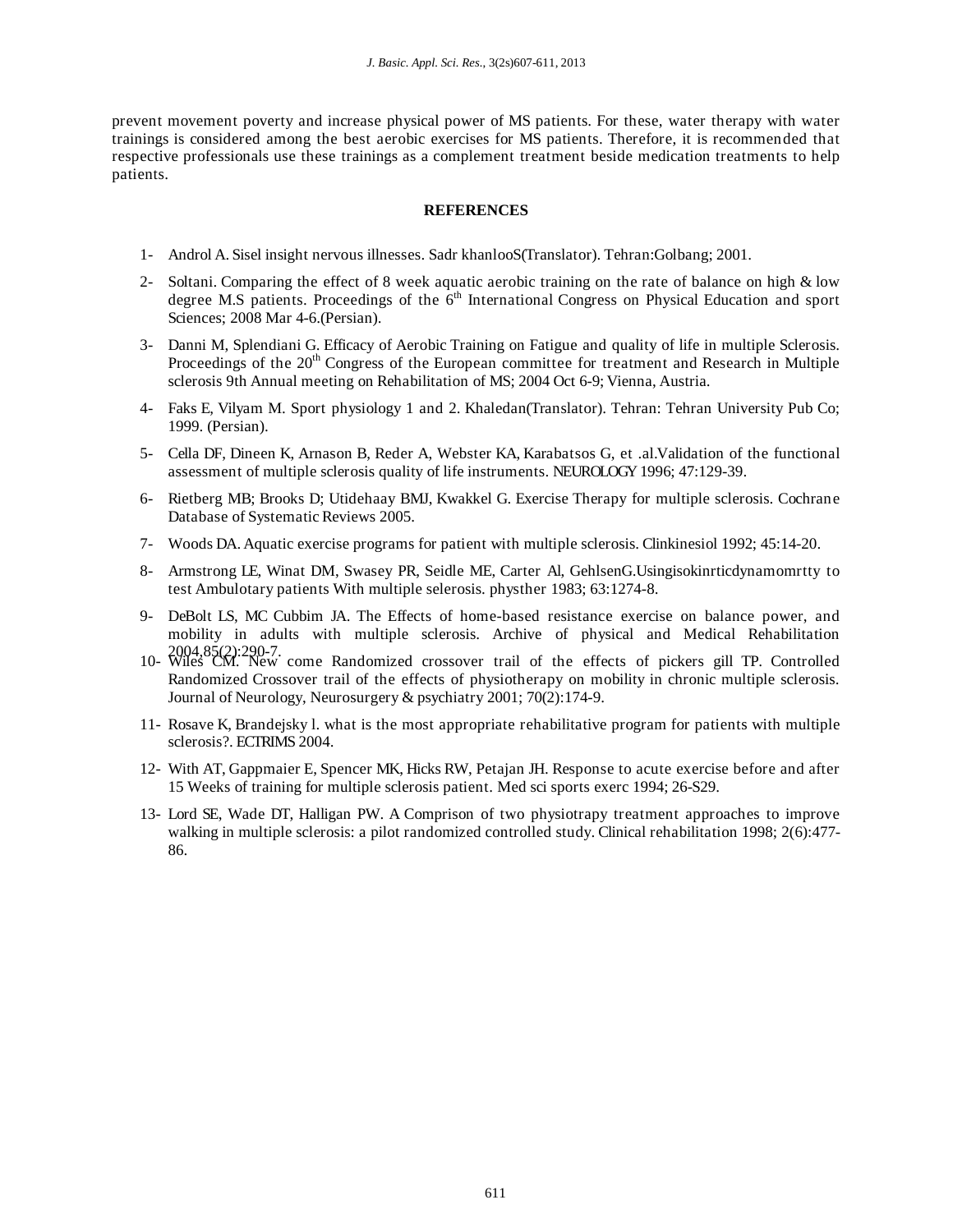prevent movement poverty and increase physical power of MS patients. For these, water therapy with water trainings is considered among the best aerobic exercises for MS patients. Therefore, it is recommended that respective professionals use these trainings as a complement treatment beside medication treatments to help patients.

## REFERENCES

1- Androl A. Sisel insight nervous illnesses. Sadr khanlooS(Translator). Tehran:Golbang; 2001.

2- Soltani. Comparing the effect of 8 week aquatic aerobic training on the rate of balance on high & low degree M.S patients. Proceedings of the 6th International Congress on Physical Education and sport Sciences; 2008 Mar 4-6.(Persian).

3- Danni M, Splendiani G. Efficacy of Aerobic Training on Fatigue and quality of life in multiple Sclerosis. Proceedings of the 20th Congress of the European committee for treatment and Research in Multiple sclerosis 9th Annual meeting on Rehabilitation of MS; 2004 Oct 6-9; Vienna, Austria.

4- Faks E, Vilyam M. Sport physiology 1 and 2. Khaledan(Translator). Tehran: Tehran University Pub Co; 1999. (Persian).

5- Cella DF, Dineen K, Arnason B, Reder A, Webster KA, Karabatsos G, et .al.Validation of the functional assessment of multiple sclerosis quality of life instruments. NEUROLOGY 1996; 47:129-39.

6- Rietberg MB; Brooks D; Utidehaay BMJ, Kwakkel G. Exercise Therapy for multiple sclerosis. Cochrane Database of Systematic Reviews 2005.

7- Woods DA. Aquatic exercise programs for patient with multiple sclerosis. Clinkinesiol 1992; 45:14-20.

8- Armstrong LE, Winat DM, Swasey PR, Seidle ME, Carter Al, GehlsenG.Usingisokinrticdynamomrtty to test Ambulotary patients With multiple selerosis. physther 1983; 63:1274-8.

9- DeBolt LS, MC Cubbim JA. The Effects of home-based resistance exercise on balance power, and mobility in adults with multiple sclerosis. Archive of physical and Medical Rehabilitation 2004,85(2):290-7.

10- Wiles CM. New come Randomized crossover trail of the effects of pickers gill TP. Controlled Randomized Crossover trail of the effects of physiotherapy on mobility in chronic multiple sclerosis. Journal of Neurology, Neurosurgery & psychiatry 2001; 70(2):174-9.

11- Rosave K, Brandejsky l. what is the most appropriate rehabilitative program for patients with multiple sclerosis?. ECTRIMS 2004.

12- With AT, Gappmaier E, Spencer MK, Hicks RW, Petajan JH. Response to acute exercise before and after 15 Weeks of training for multiple sclerosis patient. Med sci sports exerc 1994; 26-S29.

13- Lord SE, Wade DT, Halligan PW. A Comprison of two physiotrapy treatment approaches to improve walking in multiple sclerosis: a pilot randomized controlled study. Clinical rehabilitation 1998; 2(6):477-86.